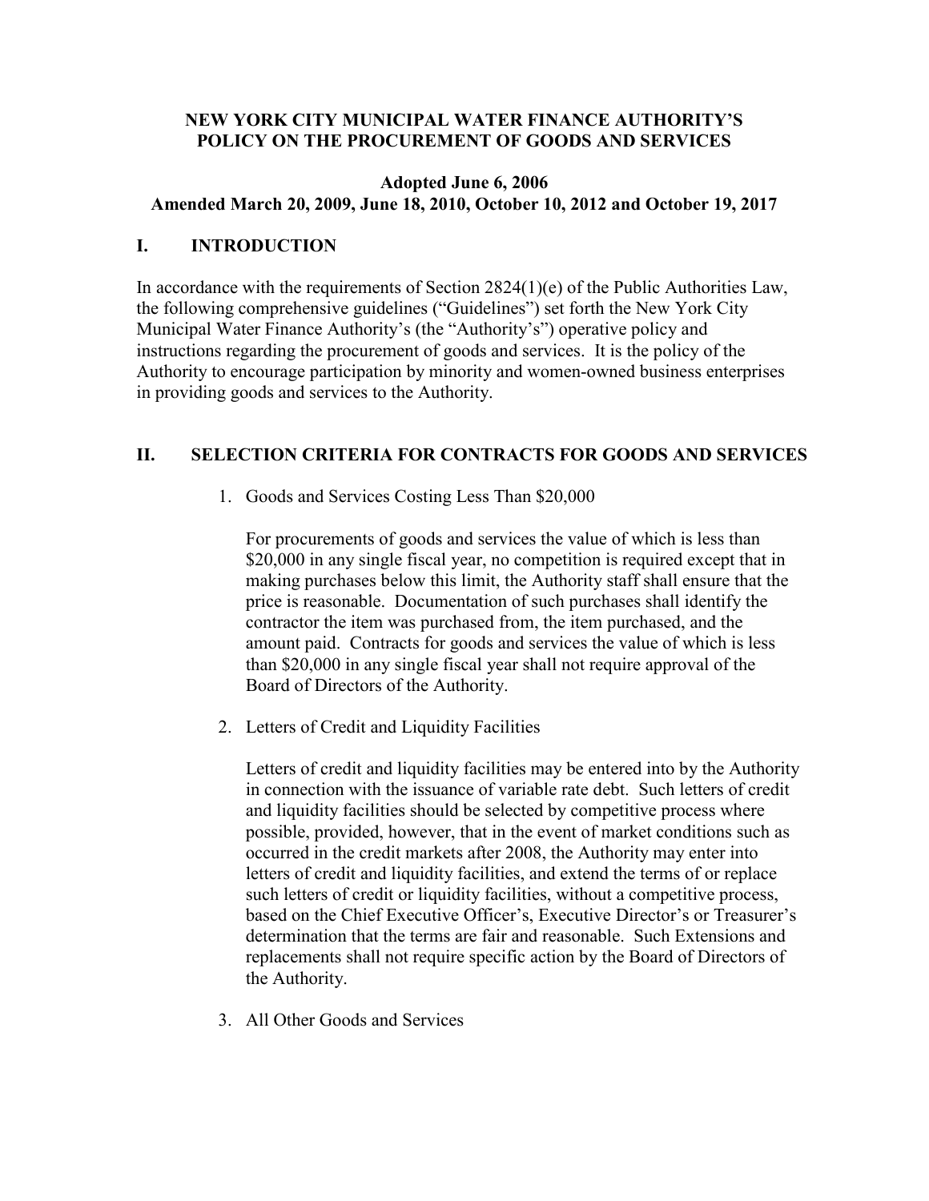# NEW YORK CITY MUNICIPAL WATER FINANCE AUTHORITY'S POLICY ON THE PROCUREMENT OF GOODS AND SERVICES

**Adopted June 6, 2006**
**Amended March 20, 2009, June 18, 2010, October 10, 2012 and October 19, 2017**

## I. INTRODUCTION

In accordance with the requirements of Section 2824(1)(e) of the Public Authorities Law, the following comprehensive guidelines ("Guidelines") set forth the New York City Municipal Water Finance Authority's (the "Authority's") operative policy and instructions regarding the procurement of goods and services. It is the policy of the Authority to encourage participation by minority and women-owned business enterprises in providing goods and services to the Authority.

## II. SELECTION CRITERIA FOR CONTRACTS FOR GOODS AND SERVICES

1. Goods and Services Costing Less Than $20,000

   For procurements of goods and services the value of which is less than $20,000 in any single fiscal year, no competition is required except that in making purchases below this limit, the Authority staff shall ensure that the price is reasonable. Documentation of such purchases shall identify the contractor the item was purchased from, the item purchased, and the amount paid. Contracts for goods and services the value of which is less than $20,000 in any single fiscal year shall not require approval of the Board of Directors of the Authority.

2. Letters of Credit and Liquidity Facilities

   Letters of credit and liquidity facilities may be entered into by the Authority in connection with the issuance of variable rate debt. Such letters of credit and liquidity facilities should be selected by competitive process where possible, provided, however, that in the event of market conditions such as occurred in the credit markets after 2008, the Authority may enter into letters of credit and liquidity facilities, and extend the terms of or replace such letters of credit or liquidity facilities, without a competitive process, based on the Chief Executive Officer's, Executive Director's or Treasurer's determination that the terms are fair and reasonable. Such Extensions and replacements shall not require specific action by the Board of Directors of the Authority.

3. All Other Goods and Services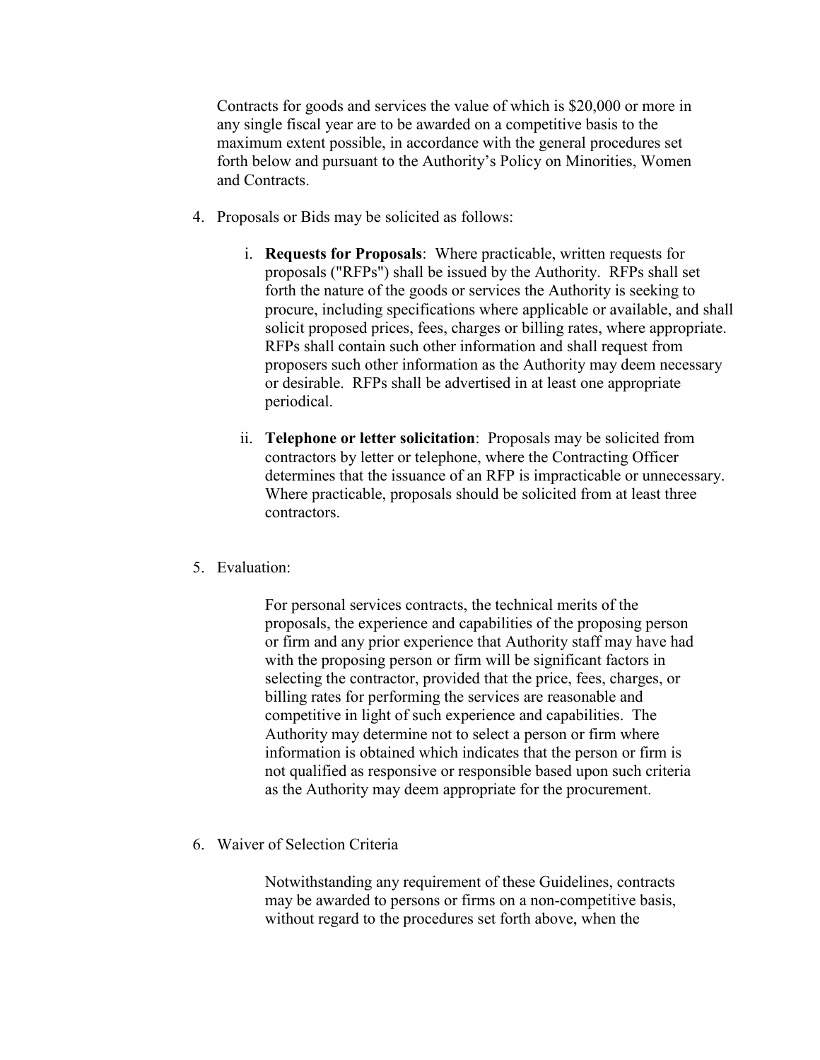Contracts for goods and services the value of which is $20,000 or more in any single fiscal year are to be awarded on a competitive basis to the maximum extent possible, in accordance with the general procedures set forth below and pursuant to the Authority's Policy on Minorities, Women and Contracts.

4. Proposals or Bids may be solicited as follows:

   i. **Requests for Proposals**: Where practicable, written requests for proposals ("RFPs") shall be issued by the Authority. RFPs shall set forth the nature of the goods or services the Authority is seeking to procure, including specifications where applicable or available, and shall solicit proposed prices, fees, charges or billing rates, where appropriate. RFPs shall contain such other information and shall request from proposers such other information as the Authority may deem necessary or desirable. RFPs shall be advertised in at least one appropriate periodical.

   ii. **Telephone or letter solicitation**: Proposals may be solicited from contractors by letter or telephone, where the Contracting Officer determines that the issuance of an RFP is impracticable or unnecessary. Where practicable, proposals should be solicited from at least three contractors.

5. Evaluation:

   For personal services contracts, the technical merits of the proposals, the experience and capabilities of the proposing person or firm and any prior experience that Authority staff may have had with the proposing person or firm will be significant factors in selecting the contractor, provided that the price, fees, charges, or billing rates for performing the services are reasonable and competitive in light of such experience and capabilities. The Authority may determine not to select a person or firm where information is obtained which indicates that the person or firm is not qualified as responsive or responsible based upon such criteria as the Authority may deem appropriate for the procurement.

6. Waiver of Selection Criteria

   Notwithstanding any requirement of these Guidelines, contracts may be awarded to persons or firms on a non-competitive basis, without regard to the procedures set forth above, when the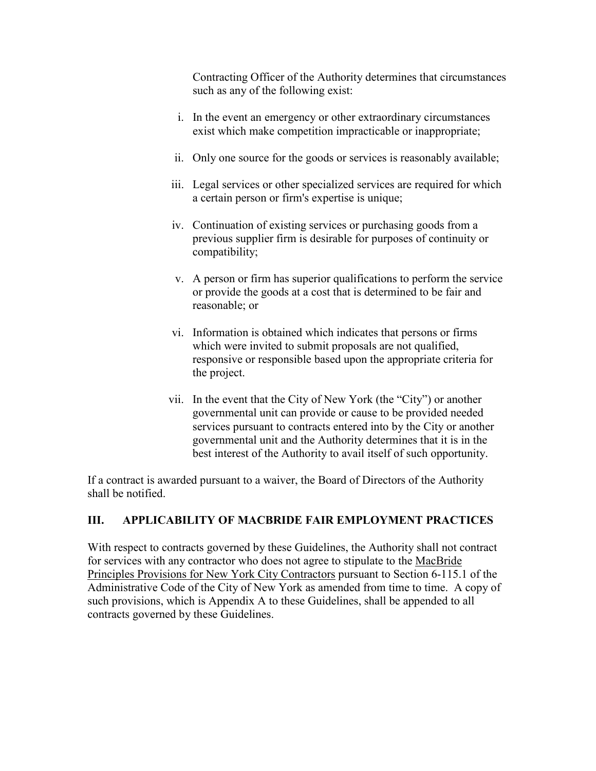Contracting Officer of the Authority determines that circumstances such as any of the following exist:

i. In the event an emergency or other extraordinary circumstances exist which make competition impracticable or inappropriate;

ii. Only one source for the goods or services is reasonably available;

iii. Legal services or other specialized services are required for which a certain person or firm's expertise is unique;

iv. Continuation of existing services or purchasing goods from a previous supplier firm is desirable for purposes of continuity or compatibility;

v. A person or firm has superior qualifications to perform the service or provide the goods at a cost that is determined to be fair and reasonable; or

vi. Information is obtained which indicates that persons or firms which were invited to submit proposals are not qualified, responsive or responsible based upon the appropriate criteria for the project.

vii. In the event that the City of New York (the "City") or another governmental unit can provide or cause to be provided needed services pursuant to contracts entered into by the City or another governmental unit and the Authority determines that it is in the best interest of the Authority to avail itself of such opportunity.

If a contract is awarded pursuant to a waiver, the Board of Directors of the Authority shall be notified.

## III. APPLICABILITY OF MACBRIDE FAIR EMPLOYMENT PRACTICES

With respect to contracts governed by these Guidelines, the Authority shall not contract for services with any contractor who does not agree to stipulate to the MacBride Principles Provisions for New York City Contractors pursuant to Section 6-115.1 of the Administrative Code of the City of New York as amended from time to time. A copy of such provisions, which is Appendix A to these Guidelines, shall be appended to all contracts governed by these Guidelines.